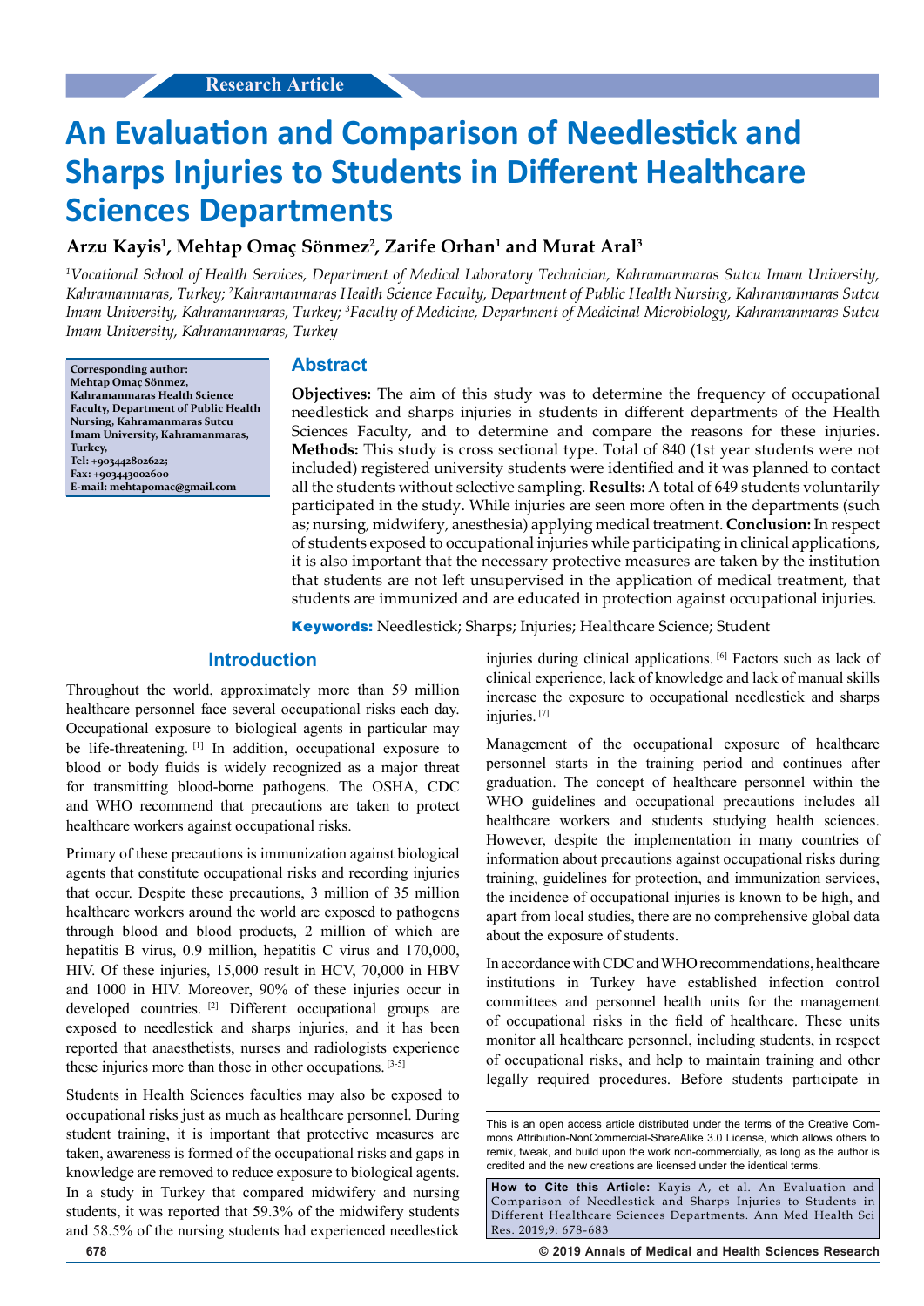Research Article

# An Evaluation and Comparison of Needlestick and Sharps Injuries to Students in Different Healthcare Sciences Departments

**Arzu Kayis[1], Mehtap Omaç Sönmez[2], Zarife Orhan[1] and Murat Aral[3]**

*[1]Vocational School of Health Services, Department of Medical Laboratory Technician, Kahramanmaras Sutcu Imam University, Kahramanmaras, Turkey; [2]Kahramanmaras Health Science Faculty, Department of Public Health Nursing, Kahramanmaras Sutcu Imam University, Kahramanmaras, Turkey; [3]Faculty of Medicine, Department of Medicinal Microbiology, Kahramanmaras Sutcu Imam University, Kahramanmaras, Turkey*

**Corresponding author: Mehtap Omaç Sönmez, Kahramanmaras Health Science Faculty, Department of Public Health Nursing, Kahramanmaras Sutcu Imam University, Kahramanmaras, Turkey, Tel: +903442802622; Fax: +903443002600 E-mail: mehtapomac@gmail.com**

## Abstract

**Objectives:** The aim of this study was to determine the frequency of occupational needlestick and sharps injuries in students in different departments of the Health Sciences Faculty, and to determine and compare the reasons for these injuries. **Methods:** This study is cross sectional type. Total of 840 (1st year students were not included) registered university students were identified and it was planned to contact all the students without selective sampling. **Results:** A total of 649 students voluntarily participated in the study. While injuries are seen more often in the departments (such as; nursing, midwifery, anesthesia) applying medical treatment. **Conclusion:** In respect of students exposed to occupational injuries while participating in clinical applications, it is also important that the necessary protective measures are taken by the institution that students are not left unsupervised in the application of medical treatment, that students are immunized and are educated in protection against occupational injuries.

**Keywords:** Needlestick; Sharps; Injuries; Healthcare Science; Student

## Introduction

Throughout the world, approximately more than 59 million healthcare personnel face several occupational risks each day. Occupational exposure to biological agents in particular may be life-threatening. [1] In addition, occupational exposure to blood or body fluids is widely recognized as a major threat for transmitting blood-borne pathogens. The OSHA, CDC and WHO recommend that precautions are taken to protect healthcare workers against occupational risks.

Primary of these precautions is immunization against biological agents that constitute occupational risks and recording injuries that occur. Despite these precautions, 3 million of 35 million healthcare workers around the world are exposed to pathogens through blood and blood products, 2 million of which are hepatitis B virus, 0.9 million, hepatitis C virus and 170,000, HIV. Of these injuries, 15,000 result in HCV, 70,000 in HBV and 1000 in HIV. Moreover, 90% of these injuries occur in developed countries. [2] Different occupational groups are exposed to needlestick and sharps injuries, and it has been reported that anaesthetists, nurses and radiologists experience these injuries more than those in other occupations. [3-5]

Students in Health Sciences faculties may also be exposed to occupational risks just as much as healthcare personnel. During student training, it is important that protective measures are taken, awareness is formed of the occupational risks and gaps in knowledge are removed to reduce exposure to biological agents. In a study in Turkey that compared midwifery and nursing students, it was reported that 59.3% of the midwifery students and 58.5% of the nursing students had experienced needlestick injuries during clinical applications. [6] Factors such as lack of clinical experience, lack of knowledge and lack of manual skills increase the exposure to occupational needlestick and sharps injuries. [7]

Management of the occupational exposure of healthcare personnel starts in the training period and continues after graduation. The concept of healthcare personnel within the WHO guidelines and occupational precautions includes all healthcare workers and students studying health sciences. However, despite the implementation in many countries of information about precautions against occupational risks during training, guidelines for protection, and immunization services, the incidence of occupational injuries is known to be high, and apart from local studies, there are no comprehensive global data about the exposure of students.

In accordance with CDC and WHO recommendations, healthcare institutions in Turkey have established infection control committees and personnel health units for the management of occupational risks in the field of healthcare. These units monitor all healthcare personnel, including students, in respect of occupational risks, and help to maintain training and other legally required procedures. Before students participate in

This is an open access article distributed under the terms of the Creative Commons Attribution-NonCommercial-ShareAlike 3.0 License, which allows others to remix, tweak, and build upon the work non-commercially, as long as the author is credited and the new creations are licensed under the identical terms.

**How to Cite this Article:** Kayis A, et al. An Evaluation and Comparison of Needlestick and Sharps Injuries to Students in Different Healthcare Sciences Departments. Ann Med Health Sci Res. 2019;9: 678-683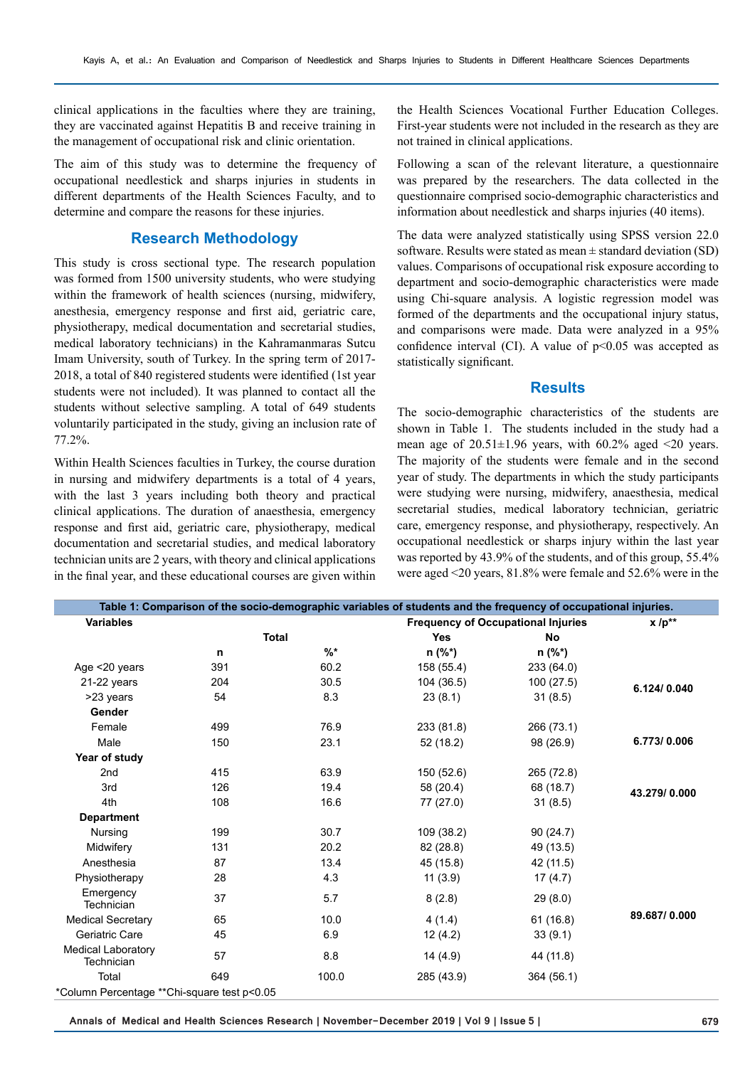clinical applications in the faculties where they are training, they are vaccinated against Hepatitis B and receive training in the management of occupational risk and clinic orientation.

The aim of this study was to determine the frequency of occupational needlestick and sharps injuries in students in different departments of the Health Sciences Faculty, and to determine and compare the reasons for these injuries.

## Research Methodology

This study is cross sectional type. The research population was formed from 1500 university students, who were studying within the framework of health sciences (nursing, midwifery, anesthesia, emergency response and first aid, geriatric care, physiotherapy, medical documentation and secretarial studies, medical laboratory technicians) in the Kahramanmaras Sutcu Imam University, south of Turkey. In the spring term of 2017-2018, a total of 840 registered students were identified (1st year students were not included). It was planned to contact all the students without selective sampling. A total of 649 students voluntarily participated in the study, giving an inclusion rate of 77.2%.

Within Health Sciences faculties in Turkey, the course duration in nursing and midwifery departments is a total of 4 years, with the last 3 years including both theory and practical clinical applications. The duration of anaesthesia, emergency response and first aid, geriatric care, physiotherapy, medical documentation and secretarial studies, and medical laboratory technician units are 2 years, with theory and clinical applications in the final year, and these educational courses are given within the Health Sciences Vocational Further Education Colleges. First-year students were not included in the research as they are not trained in clinical applications.

Following a scan of the relevant literature, a questionnaire was prepared by the researchers. The data collected in the questionnaire comprised socio-demographic characteristics and information about needlestick and sharps injuries (40 items).

The data were analyzed statistically using SPSS version 22.0 software. Results were stated as mean ± standard deviation (SD) values. Comparisons of occupational risk exposure according to department and socio-demographic characteristics were made using Chi-square analysis. A logistic regression model was formed of the departments and the occupational injury status, and comparisons were made. Data were analyzed in a 95% confidence interval (CI). A value of $p<0.05$ was accepted as statistically significant.

## Results

The socio-demographic characteristics of the students are shown in Table 1. The students included in the study had a mean age of 20.51±1.96 years, with 60.2% aged <20 years. The majority of the students were female and in the second year of study. The departments in which the study participants were studying were nursing, midwifery, anaesthesia, medical secretarial studies, medical laboratory technician, geriatric care, emergency response, and physiotherapy, respectively. An occupational needlestick or sharps injury within the last year was reported by 43.9% of the students, and of this group, 55.4% were aged <20 years, 81.8% were female and 52.6% were in the

**Table 1: Comparison of the socio-demographic variables of students and the frequency of occupational injuries.**

| Variables | Total | | Frequency of Occupational Injuries | | x /p** |
|---|---|---|---|---|---|
| | | | Yes | No | |
| | n | %* | n (%*) | n (%*) | |
| Age <20 years | 391 | 60.2 | 158 (55.4) | 233 (64.0) | 6.124/ 0.040 |
| 21-22 years | 204 | 30.5 | 104 (36.5) | 100 (27.5) | |
| >23 years | 54 | 8.3 | 23 (8.1) | 31 (8.5) | |
| **Gender** | | | | | |
| Female | 499 | 76.9 | 233 (81.8) | 266 (73.1) | 6.773/ 0.006 |
| Male | 150 | 23.1 | 52 (18.2) | 98 (26.9) | |
| **Year of study** | | | | | |
| 2nd | 415 | 63.9 | 150 (52.6) | 265 (72.8) | 43.279/ 0.000 |
| 3rd | 126 | 19.4 | 58 (20.4) | 68 (18.7) | |
| 4th | 108 | 16.6 | 77 (27.0) | 31 (8.5) | |
| **Department** | | | | | |
| Nursing | 199 | 30.7 | 109 (38.2) | 90 (24.7) | 89.687/ 0.000 |
| Midwifery | 131 | 20.2 | 82 (28.8) | 49 (13.5) | |
| Anesthesia | 87 | 13.4 | 45 (15.8) | 42 (11.5) | |
| Physiotherapy | 28 | 4.3 | 11 (3.9) | 17 (4.7) | |
| Emergency Technician | 37 | 5.7 | 8 (2.8) | 29 (8.0) | |
| Medical Secretary | 65 | 10.0 | 4 (1.4) | 61 (16.8) | |
| Geriatric Care | 45 | 6.9 | 12 (4.2) | 33 (9.1) | |
| Medical Laboratory Technician | 57 | 8.8 | 14 (4.9) | 44 (11.8) | |
| Total | 649 | 100.0 | 285 (43.9) | 364 (56.1) | |

*Column Percentage **Chi-square test p<0.05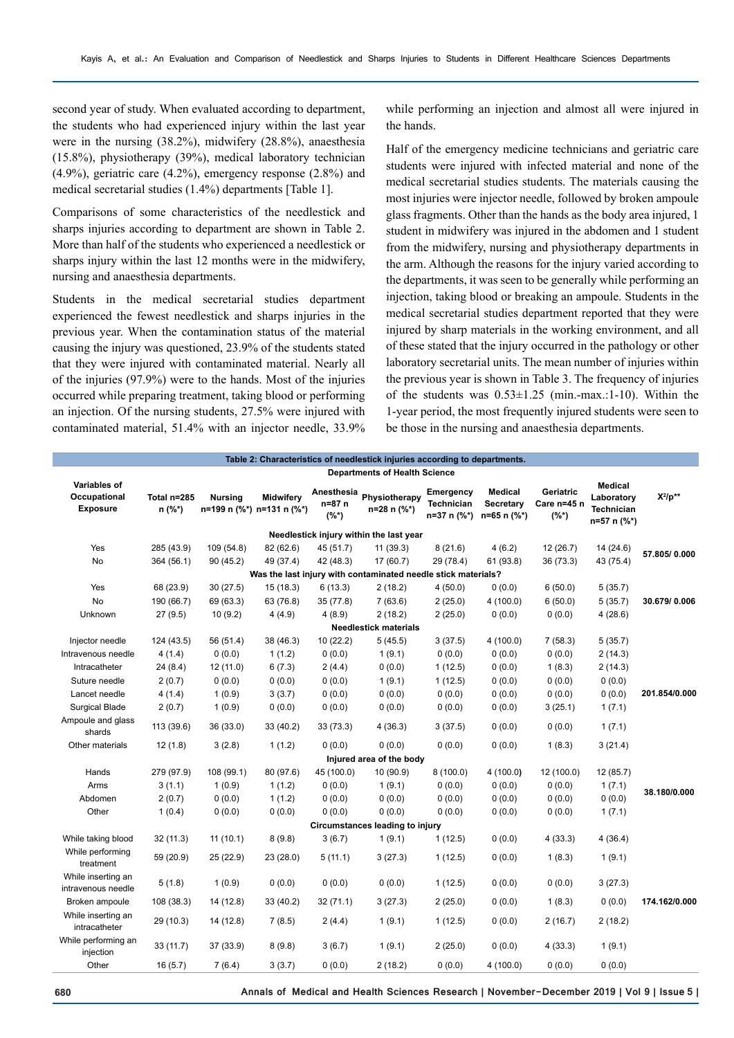second year of study. When evaluated according to department, the students who had experienced injury within the last year were in the nursing (38.2%), midwifery (28.8%), anaesthesia (15.8%), physiotherapy (39%), medical laboratory technician (4.9%), geriatric care (4.2%), emergency response (2.8%) and medical secretarial studies (1.4%) departments [Table 1].

Comparisons of some characteristics of the needlestick and sharps injuries according to department are shown in Table 2. More than half of the students who experienced a needlestick or sharps injury within the last 12 months were in the midwifery, nursing and anaesthesia departments.

Students in the medical secretarial studies department experienced the fewest needlestick and sharps injuries in the previous year. When the contamination status of the material causing the injury was questioned, 23.9% of the students stated that they were injured with contaminated material. Nearly all of the injuries (97.9%) were to the hands. Most of the injuries occurred while preparing treatment, taking blood or performing an injection. Of the nursing students, 27.5% were injured with contaminated material, 51.4% with an injector needle, 33.9% while performing an injection and almost all were injured in the hands.

Half of the emergency medicine technicians and geriatric care students were injured with infected material and none of the medical secretarial studies students. The materials causing the most injuries were injector needle, followed by broken ampoule glass fragments. Other than the hands as the body area injured, 1 student in midwifery was injured in the abdomen and 1 student from the midwifery, nursing and physiotherapy departments in the arm. Although the reasons for the injury varied according to the departments, it was seen to be generally while performing an injection, taking blood or breaking an ampoule. Students in the medical secretarial studies department reported that they were injured by sharp materials in the working environment, and all of these stated that the injury occurred in the pathology or other laboratory secretarial units. The mean number of injuries within the previous year is shown in Table 3. The frequency of injuries of the students was 0.53±1.25 (min.-max.:1-10). Within the 1-year period, the most frequently injured students were seen to be those in the nursing and anaesthesia departments.

**Table 2: Characteristics of needlestick injuries according to departments.**

| Variables of Occupational Exposure | Total n=285 n (%*) | Departments of Health Science | | | | | | | | $X^2$/p** |
|---|---|---|---|---|---|---|---|---|---|---|
| | | Nursing n=199 n (%*) | Midwifery n=131 n (%*) | Anesthesia n=87 n (%*) | Physiotherapy n=28 n (%*) | Emergency Technician n=37 n (%*) | Medical Secretary n=65 n (%*) | Geriatric Care n=45 n (%*) | Medical Laboratory Technician n=57 n (%*) | |
| **Needlestick injury within the last year** | | | | | | | | | | |
| Yes | 285 (43.9) | 109 (54.8) | 82 (62.6) | 45 (51.7) | 11 (39.3) | 8 (21.6) | 4 (6.2) | 12 (26.7) | 14 (24.6) | 57.805/ 0.000 |
| No | 364 (56.1) | 90 (45.2) | 49 (37.4) | 42 (48.3) | 17 (60.7) | 29 (78.4) | 61 (93.8) | 36 (73.3) | 43 (75.4) | |
| **Was the last injury with contaminated needle stick materials?** | | | | | | | | | | |
| Yes | 68 (23.9) | 30 (27.5) | 15 (18.3) | 6 (13.3) | 2 (18.2) | 4 (50.0) | 0 (0.0) | 6 (50.0) | 5 (35.7) | 30.679/ 0.006 |
| No | 190 (66.7) | 69 (63.3) | 63 (76.8) | 35 (77.8) | 7 (63.6) | 2 (25.0) | 4 (100.0) | 6 (50.0) | 5 (35.7) | |
| Unknown | 27 (9.5) | 10 (9.2) | 4 (4.9) | 4 (8.9) | 2 (18.2) | 2 (25.0) | 0 (0.0) | 0 (0.0) | 4 (28.6) | |
| **Needlestick materials** | | | | | | | | | | |
| Injector needle | 124 (43.5) | 56 (51.4) | 38 (46.3) | 10 (22.2) | 5 (45.5) | 3 (37.5) | 4 (100.0) | 7 (58.3) | 5 (35.7) | 201.854/0.000 |
| Intravenous needle | 4 (1.4) | 0 (0.0) | 1 (1.2) | 0 (0.0) | 1 (9.1) | 0 (0.0) | 0 (0.0) | 0 (0.0) | 2 (14.3) | |
| Intracatheter | 24 (8.4) | 12 (11.0) | 6 (7.3) | 2 (4.4) | 0 (0.0) | 1 (12.5) | 0 (0.0) | 1 (8.3) | 2 (14.3) | |
| Suture needle | 2 (0.7) | 0 (0.0) | 0 (0.0) | 0 (0.0) | 1 (9.1) | 1 (12.5) | 0 (0.0) | 0 (0.0) | 0 (0.0) | |
| Lancet needle | 4 (1.4) | 1 (0.9) | 3 (3.7) | 0 (0.0) | 0 (0.0) | 0 (0.0) | 0 (0.0) | 0 (0.0) | 0 (0.0) | |
| Surgical Blade | 2 (0.7) | 1 (0.9) | 0 (0.0) | 0 (0.0) | 0 (0.0) | 0 (0.0) | 0 (0.0) | 3 (25.1) | 1 (7.1) | |
| Ampoule and glass shards | 113 (39.6) | 36 (33.0) | 33 (40.2) | 33 (73.3) | 4 (36.3) | 3 (37.5) | 0 (0.0) | 0 (0.0) | 1 (7.1) | |
| Other materials | 12 (1.8) | 3 (2.8) | 1 (1.2) | 0 (0.0) | 0 (0.0) | 0 (0.0) | 0 (0.0) | 1 (8.3) | 3 (21.4) | |
| **Injured area of the body** | | | | | | | | | | |
| Hands | 279 (97.9) | 108 (99.1) | 80 (97.6) | 45 (100.0) | 10 (90.9) | 8 (100.0) | 4 (100.0) | 12 (100.0) | 12 (85.7) | 38.180/0.000 |
| Arms | 3 (1.1) | 1 (0.9) | 1 (1.2) | 0 (0.0) | 1 (9.1) | 0 (0.0) | 0 (0.0) | 0 (0.0) | 1 (7.1) | |
| Abdomen | 2 (0.7) | 0 (0.0) | 1 (1.2) | 0 (0.0) | 0 (0.0) | 0 (0.0) | 0 (0.0) | 0 (0.0) | 0 (0.0) | |
| Other | 1 (0.4) | 0 (0.0) | 0 (0.0) | 0 (0.0) | 0 (0.0) | 0 (0.0) | 0 (0.0) | 0 (0.0) | 1 (7.1) | |
| **Circumstances leading to injury** | | | | | | | | | | |
| While taking blood | 32 (11.3) | 11 (10.1) | 8 (9.8) | 3 (6.7) | 1 (9.1) | 1 (12.5) | 0 (0.0) | 4 (33.3) | 4 (36.4) | 174.162/0.000 |
| While performing treatment | 59 (20.9) | 25 (22.9) | 23 (28.0) | 5 (11.1) | 3 (27.3) | 1 (12.5) | 0 (0.0) | 1 (8.3) | 1 (9.1) | |
| While inserting an intravenous needle | 5 (1.8) | 1 (0.9) | 0 (0.0) | 0 (0.0) | 0 (0.0) | 1 (12.5) | 0 (0.0) | 0 (0.0) | 3 (27.3) | |
| Broken ampoule | 108 (38.3) | 14 (12.8) | 33 (40.2) | 32 (71.1) | 3 (27.3) | 2 (25.0) | 0 (0.0) | 1 (8.3) | 0 (0.0) | |
| While inserting an intracatheter | 29 (10.3) | 14 (12.8) | 7 (8.5) | 2 (4.4) | 1 (9.1) | 1 (12.5) | 0 (0.0) | 2 (16.7) | 2 (18.2) | |
| While performing an injection | 33 (11.7) | 37 (33.9) | 8 (9.8) | 3 (6.7) | 1 (9.1) | 2 (25.0) | 0 (0.0) | 4 (33.3) | 1 (9.1) | |
| Other | 16 (5.7) | 7 (6.4) | 3 (3.7) | 0 (0.0) | 2 (18.2) | 0 (0.0) | 4 (100.0) | 0 (0.0) | 0 (0.0) | |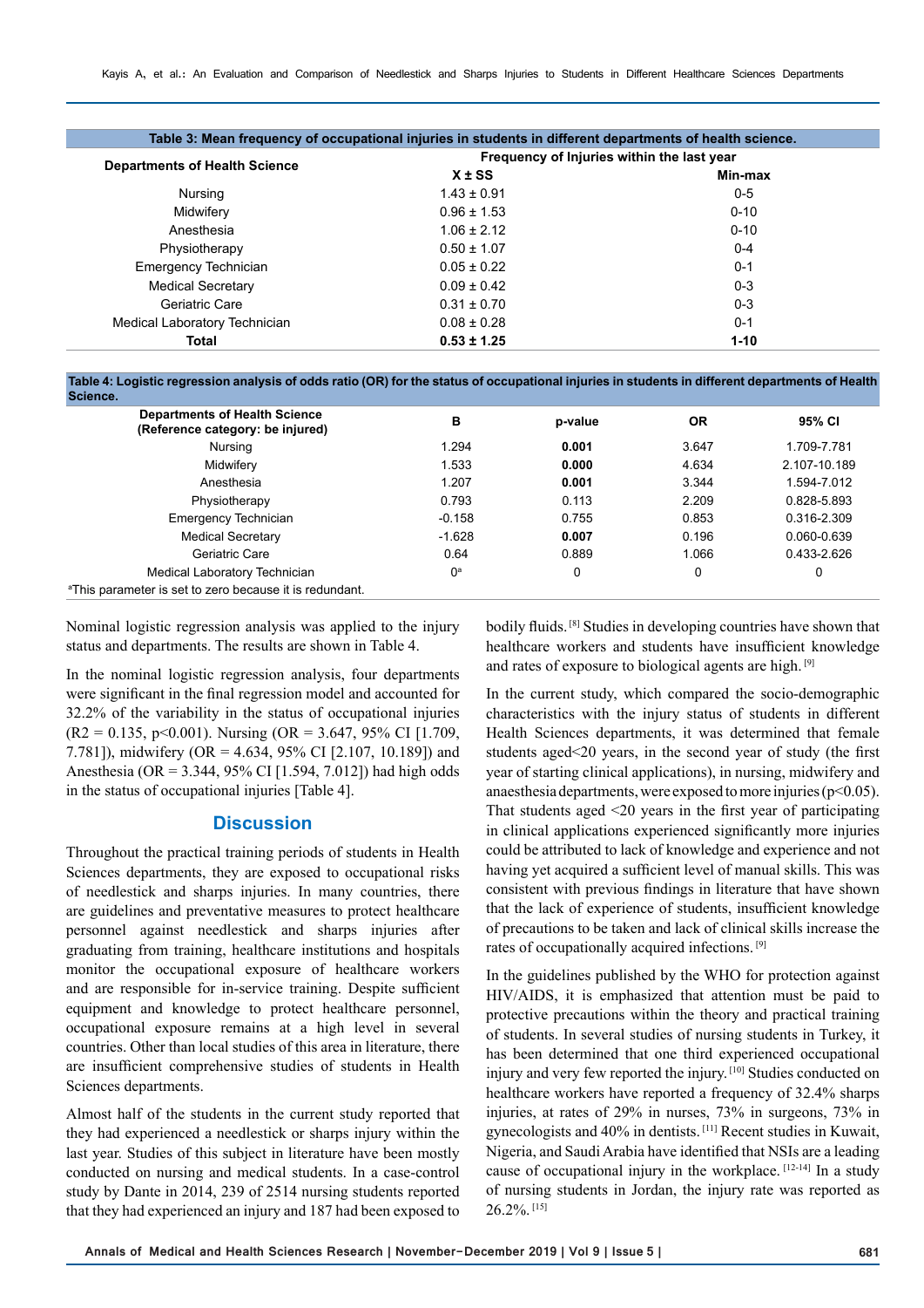**Table 3: Mean frequency of occupational injuries in students in different departments of health science.**

| Departments of Health Science | Frequency of Injuries within the last year | |
|---|---|---|
| | X ± SS | Min-max |
| Nursing | 1.43 ± 0.91 | 0-5 |
| Midwifery | 0.96 ± 1.53 | 0-10 |
| Anesthesia | 1.06 ± 2.12 | 0-10 |
| Physiotherapy | 0.50 ± 1.07 | 0-4 |
| Emergency Technician | 0.05 ± 0.22 | 0-1 |
| Medical Secretary | 0.09 ± 0.42 | 0-3 |
| Geriatric Care | 0.31 ± 0.70 | 0-3 |
| Medical Laboratory Technician | 0.08 ± 0.28 | 0-1 |
| **Total** | **0.53 ± 1.25** | **1-10** |

**Table 4: Logistic regression analysis of odds ratio (OR) for the status of occupational injuries in students in different departments of Health Science.**

| Departments of Health Science (Reference category: be injured) | B | p-value | OR | 95% CI |
|---|---|---|---|---|
| Nursing | 1.294 | **0.001** | 3.647 | 1.709-7.781 |
| Midwifery | 1.533 | **0.000** | 4.634 | 2.107-10.189 |
| Anesthesia | 1.207 | **0.001** | 3.344 | 1.594-7.012 |
| Physiotherapy | 0.793 | 0.113 | 2.209 | 0.828-5.893 |
| Emergency Technician | -0.158 | 0.755 | 0.853 | 0.316-2.309 |
| Medical Secretary | -1.628 | **0.007** | 0.196 | 0.060-0.639 |
| Geriatric Care | 0.64 | 0.889 | 1.066 | 0.433-2.626 |
| Medical Laboratory Technician | 0[a] | 0 | 0 | 0 |

[a]This parameter is set to zero because it is redundant.

Nominal logistic regression analysis was applied to the injury status and departments. The results are shown in Table 4.

In the nominal logistic regression analysis, four departments were significant in the final regression model and accounted for 32.2% of the variability in the status of occupational injuries ($R2 = 0.135$, $p<0.001$). Nursing (OR = 3.647, 95% CI [1.709, 7.781]), midwifery (OR = 4.634, 95% CI [2.107, 10.189]) and Anesthesia (OR = 3.344, 95% CI [1.594, 7.012]) had high odds in the status of occupational injuries [Table 4].

## Discussion

Throughout the practical training periods of students in Health Sciences departments, they are exposed to occupational risks of needlestick and sharps injuries. In many countries, there are guidelines and preventative measures to protect healthcare personnel against needlestick and sharps injuries after graduating from training, healthcare institutions and hospitals monitor the occupational exposure of healthcare workers and are responsible for in-service training. Despite sufficient equipment and knowledge to protect healthcare personnel, occupational exposure remains at a high level in several countries. Other than local studies of this area in literature, there are insufficient comprehensive studies of students in Health Sciences departments.

Almost half of the students in the current study reported that they had experienced a needlestick or sharps injury within the last year. Studies of this subject in literature have been mostly conducted on nursing and medical students. In a case-control study by Dante in 2014, 239 of 2514 nursing students reported that they had experienced an injury and 187 had been exposed to bodily fluids.[8] Studies in developing countries have shown that healthcare workers and students have insufficient knowledge and rates of exposure to biological agents are high.[9]

In the current study, which compared the socio-demographic characteristics with the injury status of students in different Health Sciences departments, it was determined that female students aged<20 years, in the second year of study (the first year of starting clinical applications), in nursing, midwifery and anaesthesia departments, were exposed to more injuries ($p<0.05$). That students aged <20 years in the first year of participating in clinical applications experienced significantly more injuries could be attributed to lack of knowledge and experience and not having yet acquired a sufficient level of manual skills. This was consistent with previous findings in literature that have shown that the lack of experience of students, insufficient knowledge of precautions to be taken and lack of clinical skills increase the rates of occupationally acquired infections.[9]

In the guidelines published by the WHO for protection against HIV/AIDS, it is emphasized that attention must be paid to protective precautions within the theory and practical training of students. In several studies of nursing students in Turkey, it has been determined that one third experienced occupational injury and very few reported the injury.[10] Studies conducted on healthcare workers have reported a frequency of 32.4% sharps injuries, at rates of 29% in nurses, 73% in surgeons, 73% in gynecologists and 40% in dentists.[11] Recent studies in Kuwait, Nigeria, and Saudi Arabia have identified that NSIs are a leading cause of occupational injury in the workplace.[12-14] In a study of nursing students in Jordan, the injury rate was reported as 26.2%.[15]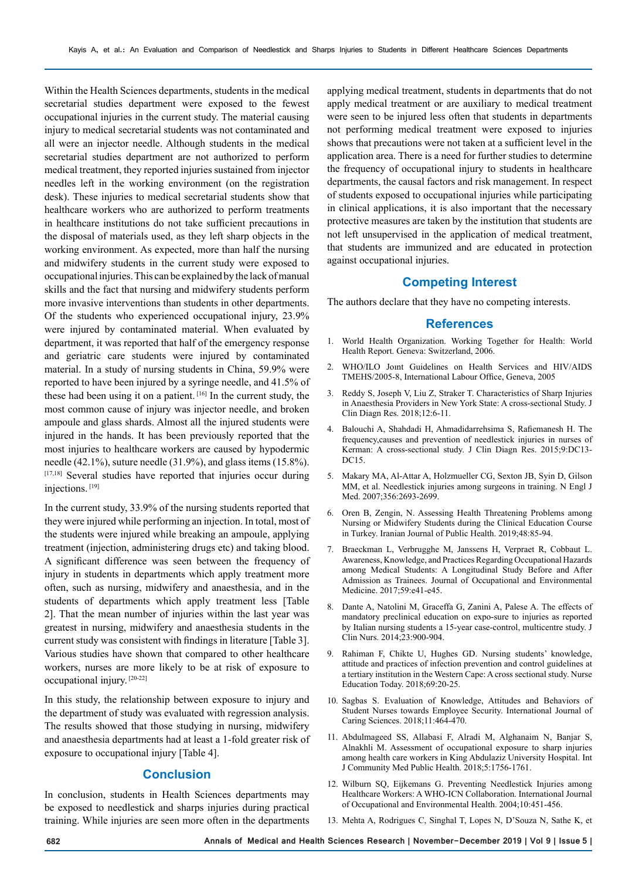Within the Health Sciences departments, students in the medical secretarial studies department were exposed to the fewest occupational injuries in the current study. The material causing injury to medical secretarial students was not contaminated and all were an injector needle. Although students in the medical secretarial studies department are not authorized to perform medical treatment, they reported injuries sustained from injector needles left in the working environment (on the registration desk). These injuries to medical secretarial students show that healthcare workers who are authorized to perform treatments in healthcare institutions do not take sufficient precautions in the disposal of materials used, as they left sharp objects in the working environment. As expected, more than half the nursing and midwifery students in the current study were exposed to occupational injuries. This can be explained by the lack of manual skills and the fact that nursing and midwifery students perform more invasive interventions than students in other departments. Of the students who experienced occupational injury, 23.9% were injured by contaminated material. When evaluated by department, it was reported that half of the emergency response and geriatric care students were injured by contaminated material. In a study of nursing students in China, 59.9% were reported to have been injured by a syringe needle, and 41.5% of these had been using it on a patient. [16] In the current study, the most common cause of injury was injector needle, and broken ampoule and glass shards. Almost all the injured students were injured in the hands. It has been previously reported that the most injuries to healthcare workers are caused by hypodermic needle (42.1%), suture needle (31.9%), and glass items (15.8%). [17,18] Several studies have reported that injuries occur during injections. [19]

In the current study, 33.9% of the nursing students reported that they were injured while performing an injection. In total, most of the students were injured while breaking an ampoule, applying treatment (injection, administering drugs etc) and taking blood. A significant difference was seen between the frequency of injury in students in departments which apply treatment more often, such as nursing, midwifery and anaesthesia, and in the students of departments which apply treatment less [Table 2]. That the mean number of injuries within the last year was greatest in nursing, midwifery and anaesthesia students in the current study was consistent with findings in literature [Table 3]. Various studies have shown that compared to other healthcare workers, nurses are more likely to be at risk of exposure to occupational injury. [20-22]

In this study, the relationship between exposure to injury and the department of study was evaluated with regression analysis. The results showed that those studying in nursing, midwifery and anaesthesia departments had at least a 1-fold greater risk of exposure to occupational injury [Table 4].

## Conclusion

In conclusion, students in Health Sciences departments may be exposed to needlestick and sharps injuries during practical training. While injuries are seen more often in the departments applying medical treatment, students in departments that do not apply medical treatment or are auxiliary to medical treatment were seen to be injured less often that students in departments not performing medical treatment were exposed to injuries shows that precautions were not taken at a sufficient level in the application area. There is a need for further studies to determine the frequency of occupational injury to students in healthcare departments, the causal factors and risk management. In respect of students exposed to occupational injuries while participating in clinical applications, it is also important that the necessary protective measures are taken by the institution that students are not left unsupervised in the application of medical treatment, that students are immunized and are educated in protection against occupational injuries.

## Competing Interest

The authors declare that they have no competing interests.

## References

1. World Health Organization. Working Together for Health: World Health Report. Geneva: Switzerland, 2006.
2. WHO/ILO Joınt Guidelines on Health Services and HIV/AIDS TMEHS/2005-8, International Labour Office, Geneva, 2005
3. Reddy S, Joseph V, Liu Z, Straker T. Characteristics of Sharp Injuries in Anaesthesia Providers in New York State: A cross-sectional Study. J Clin Diagn Res. 2018;12:6-11.
4. Balouchi A, Shahdadi H, Ahmadidarrehsima S, Rafiemanesh H. The frequency,causes and prevention of needlestick injuries in nurses of Kerman: A cross-sectional study. J Clin Diagn Res. 2015;9:DC13-DC15.
5. Makary MA, Al-Attar A, Holzmueller CG, Sexton JB, Syin D, Gilson MM, et al. Needlestick injuries among surgeons in training. N Engl J Med. 2007;356:2693-2699.
6. Oren B, Zengin, N. Assessing Health Threatening Problems among Nursing or Midwifery Students during the Clinical Education Course in Turkey. Iranian Journal of Public Health. 2019;48:85-94.
7. Braeckman L, Verbrugghe M, Janssens H, Verpraet R, Cobbaut L. Awareness, Knowledge, and Practices Regarding Occupational Hazards among Medical Students: A Longitudinal Study Before and After Admission as Trainees. Journal of Occupational and Environmental Medicine. 2017;59:e41-e45.
8. Dante A, Natolini M, Graceffa G, Zanini A, Palese A. The effects of mandatory preclinical education on expo-sure to injuries as reported by Italian nursing students a 15-year case-control, multicentre study. J Clin Nurs. 2014;23:900-904.
9. Rahiman F, Chikte U, Hughes GD. Nursing students' knowledge, attitude and practices of infection prevention and control guidelines at a tertiary institution in the Western Cape: A cross sectional study. Nurse Education Today. 2018;69:20-25.
10. Sagbas S. Evaluation of Knowledge, Attitudes and Behaviors of Student Nurses towards Employee Security. International Journal of Caring Sciences. 2018;11:464-470.
11. Abdulmageed SS, Allabasi F, Alradi M, Alghanaim N, Banjar S, Alnakhli M. Assessment of occupational exposure to sharp injuries among health care workers in King Abdulaziz University Hospital. Int J Community Med Public Health. 2018;5:1756-1761.
12. Wilburn SQ, Eijkemans G. Preventing Needlestick Injuries among Healthcare Workers: A WHO-ICN Collaboration. International Journal of Occupational and Environmental Health. 2004;10:451-456.
13. Mehta A, Rodrigues C, Singhal T, Lopes N, D'Souza N, Sathe K, et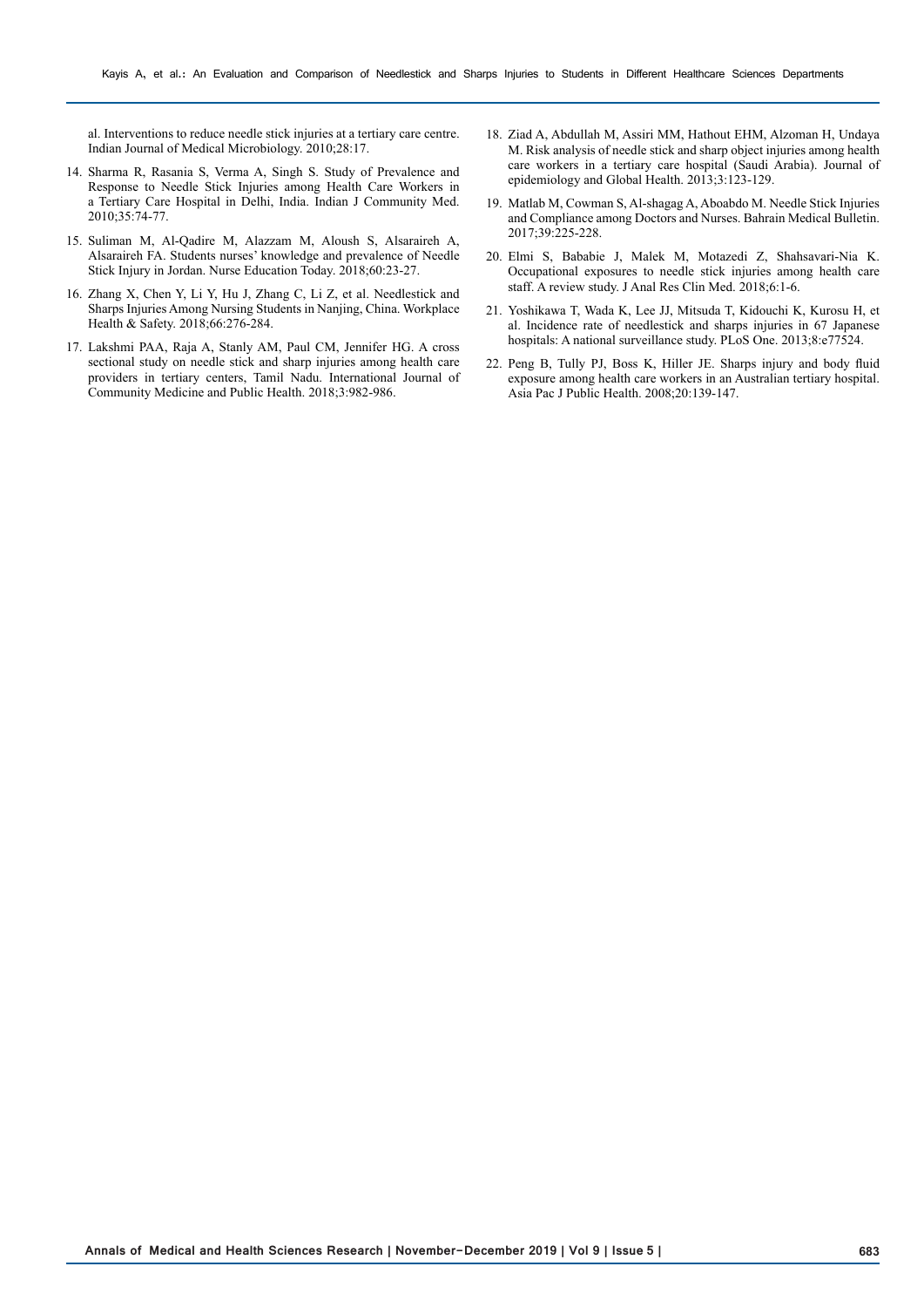al. Interventions to reduce needle stick injuries at a tertiary care centre. Indian Journal of Medical Microbiology. 2010;28:17.

14. Sharma R, Rasania S, Verma A, Singh S. Study of Prevalence and Response to Needle Stick Injuries among Health Care Workers in a Tertiary Care Hospital in Delhi, India. Indian J Community Med. 2010;35:74-77.

15. Suliman M, Al-Qadire M, Alazzam M, Aloush S, Alsaraireh A, Alsaraireh FA. Students nurses' knowledge and prevalence of Needle Stick Injury in Jordan. Nurse Education Today. 2018;60:23-27.

16. Zhang X, Chen Y, Li Y, Hu J, Zhang C, Li Z, et al. Needlestick and Sharps Injuries Among Nursing Students in Nanjing, China. Workplace Health & Safety. 2018;66:276-284.

17. Lakshmi PAA, Raja A, Stanly AM, Paul CM, Jennifer HG. A cross sectional study on needle stick and sharp injuries among health care providers in tertiary centers, Tamil Nadu. International Journal of Community Medicine and Public Health. 2018;3:982-986.

18. Ziad A, Abdullah M, Assiri MM, Hathout EHM, Alzoman H, Undaya M. Risk analysis of needle stick and sharp object injuries among health care workers in a tertiary care hospital (Saudi Arabia). Journal of epidemiology and Global Health. 2013;3:123-129.

19. Matlab M, Cowman S, Al-shagag A, Aboabdo M. Needle Stick Injuries and Compliance among Doctors and Nurses. Bahrain Medical Bulletin. 2017;39:225-228.

20. Elmi S, Bababie J, Malek M, Motazedi Z, Shahsavari-Nia K. Occupational exposures to needle stick injuries among health care staff. A review study. J Anal Res Clin Med. 2018;6:1-6.

21. Yoshikawa T, Wada K, Lee JJ, Mitsuda T, Kidouchi K, Kurosu H, et al. Incidence rate of needlestick and sharps injuries in 67 Japanese hospitals: A national surveillance study. PLoS One. 2013;8:e77524.

22. Peng B, Tully PJ, Boss K, Hiller JE. Sharps injury and body fluid exposure among health care workers in an Australian tertiary hospital. Asia Pac J Public Health. 2008;20:139-147.